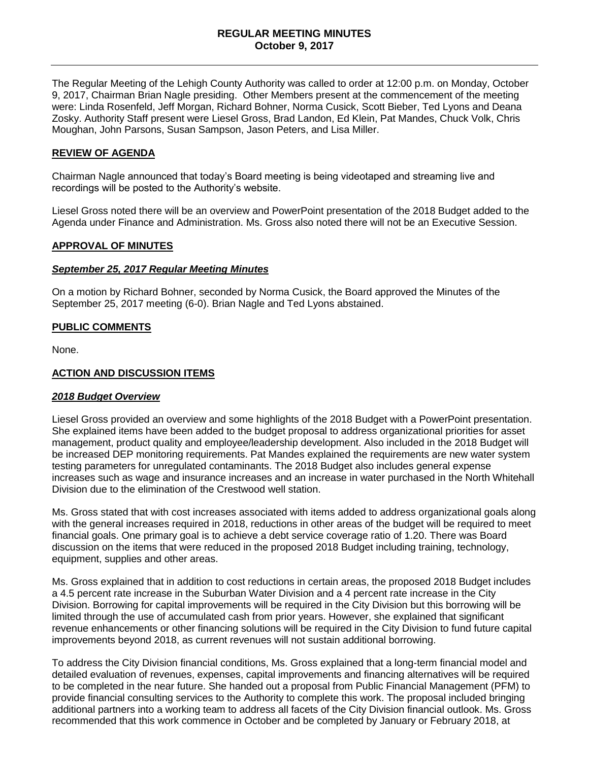# REGULAR MEETING MINUTES
## October 9, 2017

The Regular Meeting of the Lehigh County Authority was called to order at 12:00 p.m. on Monday, October 9, 2017, Chairman Brian Nagle presiding. Other Members present at the commencement of the meeting were: Linda Rosenfeld, Jeff Morgan, Richard Bohner, Norma Cusick, Scott Bieber, Ted Lyons and Deana Zosky. Authority Staff present were Liesel Gross, Brad Landon, Ed Klein, Pat Mandes, Chuck Volk, Chris Moughan, John Parsons, Susan Sampson, Jason Peters, and Lisa Miller.

### REVIEW OF AGENDA

Chairman Nagle announced that today's Board meeting is being videotaped and streaming live and recordings will be posted to the Authority's website.

Liesel Gross noted there will be an overview and PowerPoint presentation of the 2018 Budget added to the Agenda under Finance and Administration. Ms. Gross also noted there will not be an Executive Session.

### APPROVAL OF MINUTES

#### *September 25, 2017 Regular Meeting Minutes*

On a motion by Richard Bohner, seconded by Norma Cusick, the Board approved the Minutes of the September 25, 2017 meeting (6-0). Brian Nagle and Ted Lyons abstained.

### PUBLIC COMMENTS

None.

### ACTION AND DISCUSSION ITEMS

#### *2018 Budget Overview*

Liesel Gross provided an overview and some highlights of the 2018 Budget with a PowerPoint presentation. She explained items have been added to the budget proposal to address organizational priorities for asset management, product quality and employee/leadership development. Also included in the 2018 Budget will be increased DEP monitoring requirements. Pat Mandes explained the requirements are new water system testing parameters for unregulated contaminants. The 2018 Budget also includes general expense increases such as wage and insurance increases and an increase in water purchased in the North Whitehall Division due to the elimination of the Crestwood well station.

Ms. Gross stated that with cost increases associated with items added to address organizational goals along with the general increases required in 2018, reductions in other areas of the budget will be required to meet financial goals. One primary goal is to achieve a debt service coverage ratio of 1.20. There was Board discussion on the items that were reduced in the proposed 2018 Budget including training, technology, equipment, supplies and other areas.

Ms. Gross explained that in addition to cost reductions in certain areas, the proposed 2018 Budget includes a 4.5 percent rate increase in the Suburban Water Division and a 4 percent rate increase in the City Division. Borrowing for capital improvements will be required in the City Division but this borrowing will be limited through the use of accumulated cash from prior years. However, she explained that significant revenue enhancements or other financing solutions will be required in the City Division to fund future capital improvements beyond 2018, as current revenues will not sustain additional borrowing.

To address the City Division financial conditions, Ms. Gross explained that a long-term financial model and detailed evaluation of revenues, expenses, capital improvements and financing alternatives will be required to be completed in the near future. She handed out a proposal from Public Financial Management (PFM) to provide financial consulting services to the Authority to complete this work. The proposal included bringing additional partners into a working team to address all facets of the City Division financial outlook. Ms. Gross recommended that this work commence in October and be completed by January or February 2018, at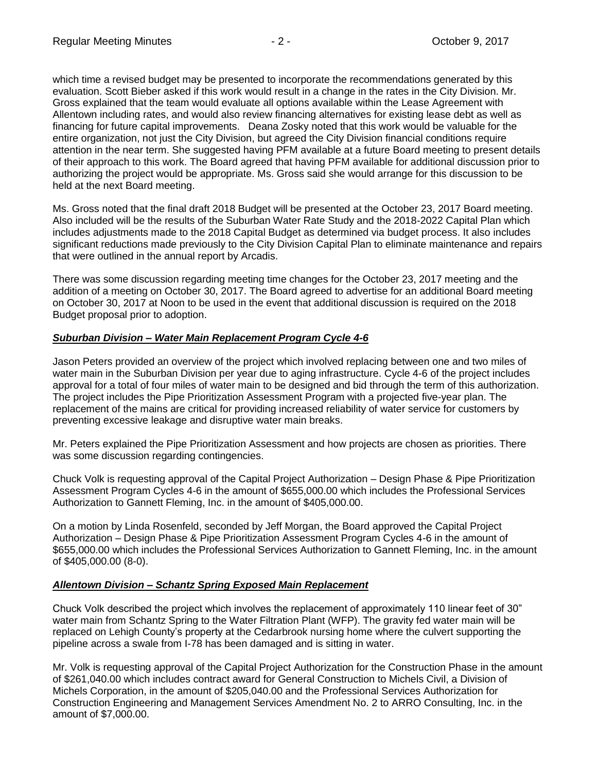which time a revised budget may be presented to incorporate the recommendations generated by this evaluation. Scott Bieber asked if this work would result in a change in the rates in the City Division. Mr. Gross explained that the team would evaluate all options available within the Lease Agreement with Allentown including rates, and would also review financing alternatives for existing lease debt as well as financing for future capital improvements. Deana Zosky noted that this work would be valuable for the entire organization, not just the City Division, but agreed the City Division financial conditions require attention in the near term. She suggested having PFM available at a future Board meeting to present details of their approach to this work. The Board agreed that having PFM available for additional discussion prior to authorizing the project would be appropriate. Ms. Gross said she would arrange for this discussion to be held at the next Board meeting.

Ms. Gross noted that the final draft 2018 Budget will be presented at the October 23, 2017 Board meeting. Also included will be the results of the Suburban Water Rate Study and the 2018-2022 Capital Plan which includes adjustments made to the 2018 Capital Budget as determined via budget process. It also includes significant reductions made previously to the City Division Capital Plan to eliminate maintenance and repairs that were outlined in the annual report by Arcadis.

There was some discussion regarding meeting time changes for the October 23, 2017 meeting and the addition of a meeting on October 30, 2017. The Board agreed to advertise for an additional Board meeting on October 30, 2017 at Noon to be used in the event that additional discussion is required on the 2018 Budget proposal prior to adoption.

***Suburban Division – Water Main Replacement Program Cycle 4-6***

Jason Peters provided an overview of the project which involved replacing between one and two miles of water main in the Suburban Division per year due to aging infrastructure. Cycle 4-6 of the project includes approval for a total of four miles of water main to be designed and bid through the term of this authorization. The project includes the Pipe Prioritization Assessment Program with a projected five-year plan. The replacement of the mains are critical for providing increased reliability of water service for customers by preventing excessive leakage and disruptive water main breaks.

Mr. Peters explained the Pipe Prioritization Assessment and how projects are chosen as priorities. There was some discussion regarding contingencies.

Chuck Volk is requesting approval of the Capital Project Authorization – Design Phase & Pipe Prioritization Assessment Program Cycles 4-6 in the amount of $655,000.00 which includes the Professional Services Authorization to Gannett Fleming, Inc. in the amount of $405,000.00.

On a motion by Linda Rosenfeld, seconded by Jeff Morgan, the Board approved the Capital Project Authorization – Design Phase & Pipe Prioritization Assessment Program Cycles 4-6 in the amount of $655,000.00 which includes the Professional Services Authorization to Gannett Fleming, Inc. in the amount of $405,000.00 (8-0).

***Allentown Division – Schantz Spring Exposed Main Replacement***

Chuck Volk described the project which involves the replacement of approximately 110 linear feet of 30" water main from Schantz Spring to the Water Filtration Plant (WFP). The gravity fed water main will be replaced on Lehigh County's property at the Cedarbrook nursing home where the culvert supporting the pipeline across a swale from I-78 has been damaged and is sitting in water.

Mr. Volk is requesting approval of the Capital Project Authorization for the Construction Phase in the amount of $261,040.00 which includes contract award for General Construction to Michels Civil, a Division of Michels Corporation, in the amount of $205,040.00 and the Professional Services Authorization for Construction Engineering and Management Services Amendment No. 2 to ARRO Consulting, Inc. in the amount of $7,000.00.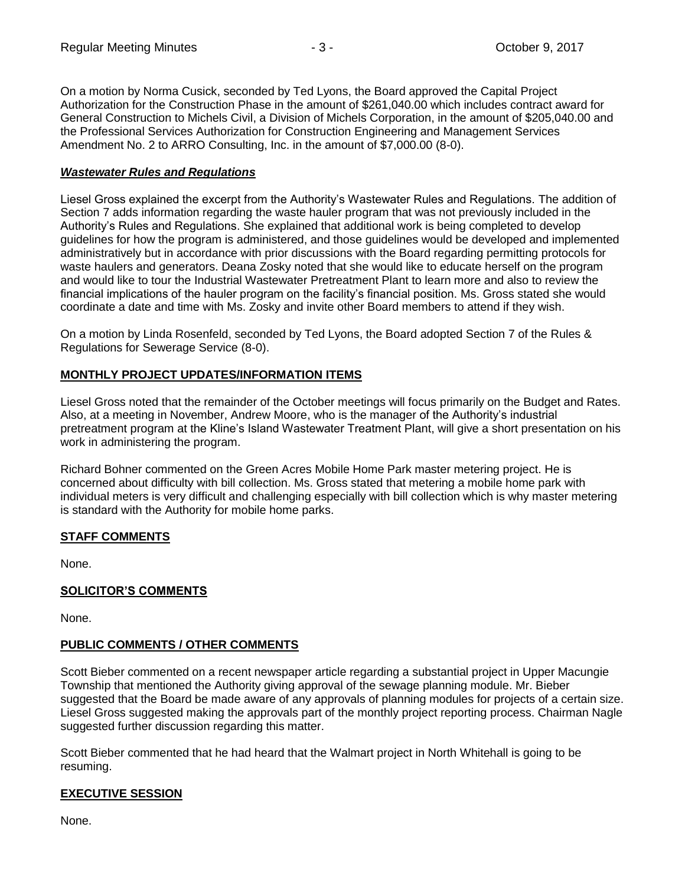On a motion by Norma Cusick, seconded by Ted Lyons, the Board approved the Capital Project Authorization for the Construction Phase in the amount of $261,040.00 which includes contract award for General Construction to Michels Civil, a Division of Michels Corporation, in the amount of $205,040.00 and the Professional Services Authorization for Construction Engineering and Management Services Amendment No. 2 to ARRO Consulting, Inc. in the amount of $7,000.00 (8-0).

***Wastewater Rules and Regulations***

Liesel Gross explained the excerpt from the Authority's Wastewater Rules and Regulations. The addition of Section 7 adds information regarding the waste hauler program that was not previously included in the Authority's Rules and Regulations. She explained that additional work is being completed to develop guidelines for how the program is administered, and those guidelines would be developed and implemented administratively but in accordance with prior discussions with the Board regarding permitting protocols for waste haulers and generators. Deana Zosky noted that she would like to educate herself on the program and would like to tour the Industrial Wastewater Pretreatment Plant to learn more and also to review the financial implications of the hauler program on the facility's financial position. Ms. Gross stated she would coordinate a date and time with Ms. Zosky and invite other Board members to attend if they wish.

On a motion by Linda Rosenfeld, seconded by Ted Lyons, the Board adopted Section 7 of the Rules & Regulations for Sewerage Service (8-0).

**MONTHLY PROJECT UPDATES/INFORMATION ITEMS**

Liesel Gross noted that the remainder of the October meetings will focus primarily on the Budget and Rates. Also, at a meeting in November, Andrew Moore, who is the manager of the Authority's industrial pretreatment program at the Kline's Island Wastewater Treatment Plant, will give a short presentation on his work in administering the program.

Richard Bohner commented on the Green Acres Mobile Home Park master metering project. He is concerned about difficulty with bill collection. Ms. Gross stated that metering a mobile home park with individual meters is very difficult and challenging especially with bill collection which is why master metering is standard with the Authority for mobile home parks.

**STAFF COMMENTS**

None.

**SOLICITOR'S COMMENTS**

None.

**PUBLIC COMMENTS / OTHER COMMENTS**

Scott Bieber commented on a recent newspaper article regarding a substantial project in Upper Macungie Township that mentioned the Authority giving approval of the sewage planning module. Mr. Bieber suggested that the Board be made aware of any approvals of planning modules for projects of a certain size. Liesel Gross suggested making the approvals part of the monthly project reporting process. Chairman Nagle suggested further discussion regarding this matter.

Scott Bieber commented that he had heard that the Walmart project in North Whitehall is going to be resuming.

**EXECUTIVE SESSION**

None.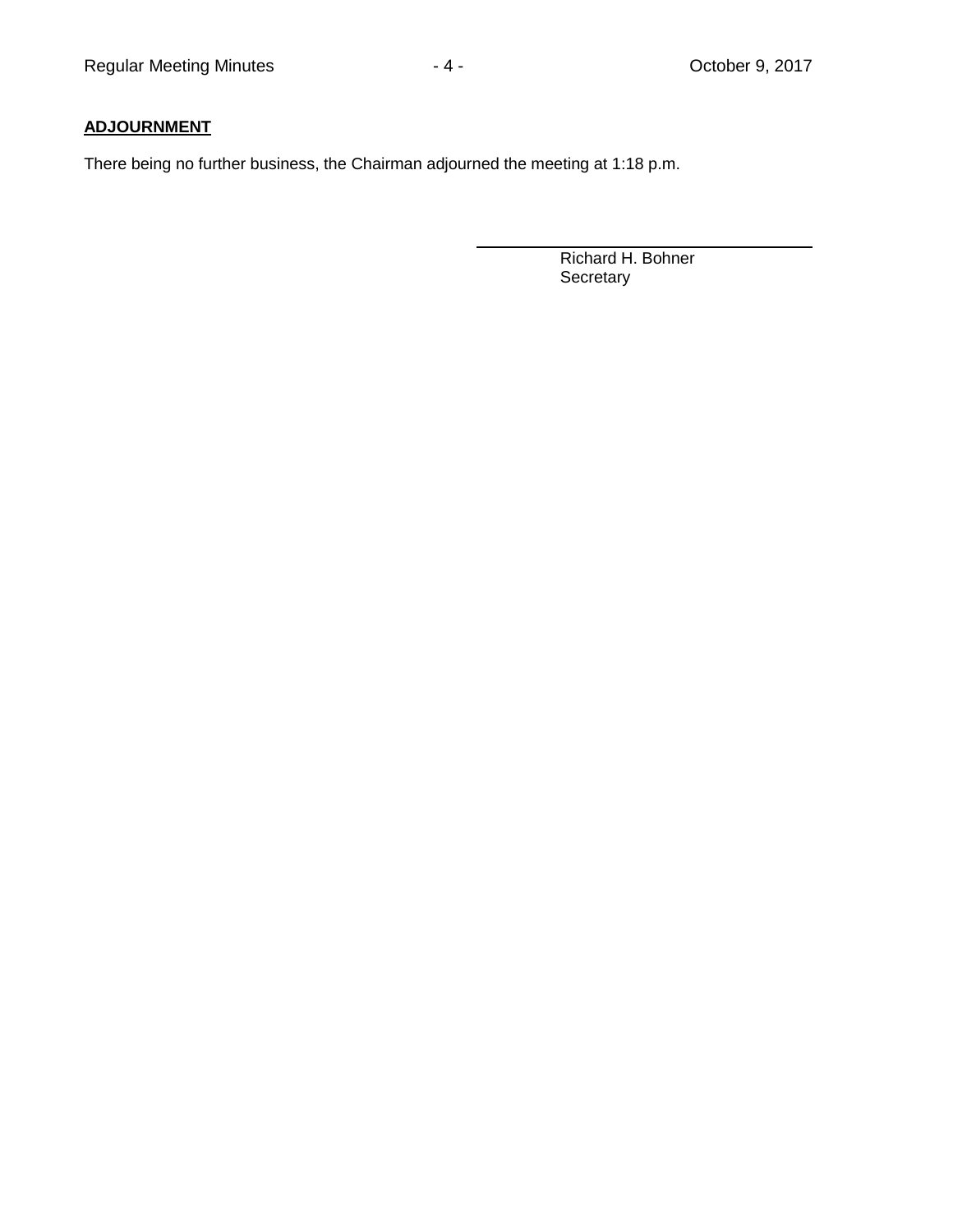**ADJOURNMENT**

There being no further business, the Chairman adjourned the meeting at 1:18 p.m.

Richard H. Bohner
Secretary